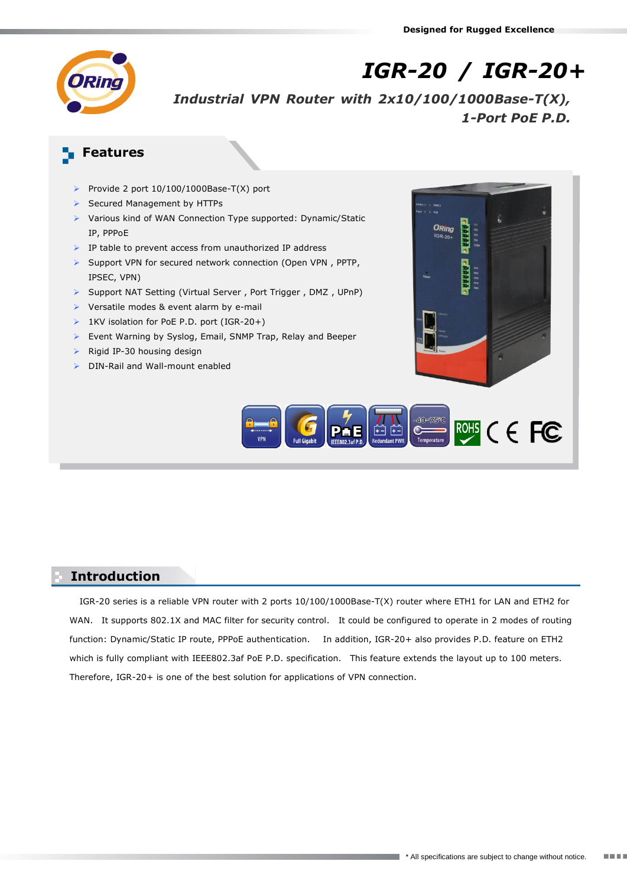Designed for Rugged Excellence

# *IGR-20 / IGR-20+*

***Industrial VPN Router with 2x10/100/1000Base-T(X), 1-Port PoE P.D.***

## Features

- Provide 2 port 10/100/1000Base-T(X) port
- Secured Management by HTTPs
- Various kind of WAN Connection Type supported: Dynamic/Static IP, PPPoE
- IP table to prevent access from unauthorized IP address
- Support VPN for secured network connection (Open VPN , PPTP, IPSEC, VPN)
- Support NAT Setting (Virtual Server , Port Trigger , DMZ , UPnP)
- Versatile modes & event alarm by e-mail
- 1KV isolation for PoE P.D. port (IGR-20+)
- Event Warning by Syslog, Email, SNMP Trap, Relay and Beeper
- Rigid IP-30 housing design
- DIN-Rail and Wall-mount enabled

## Introduction

IGR-20 series is a reliable VPN router with 2 ports 10/100/1000Base-T(X) router where ETH1 for LAN and ETH2 for WAN. It supports 802.1X and MAC filter for security control. It could be configured to operate in 2 modes of routing function: Dynamic/Static IP route, PPPoE authentication. In addition, IGR-20+ also provides P.D. feature on ETH2 which is fully compliant with IEEE802.3af PoE P.D. specification. This feature extends the layout up to 100 meters. Therefore, IGR-20+ is one of the best solution for applications of VPN connection.

* All specifications are subject to change without notice.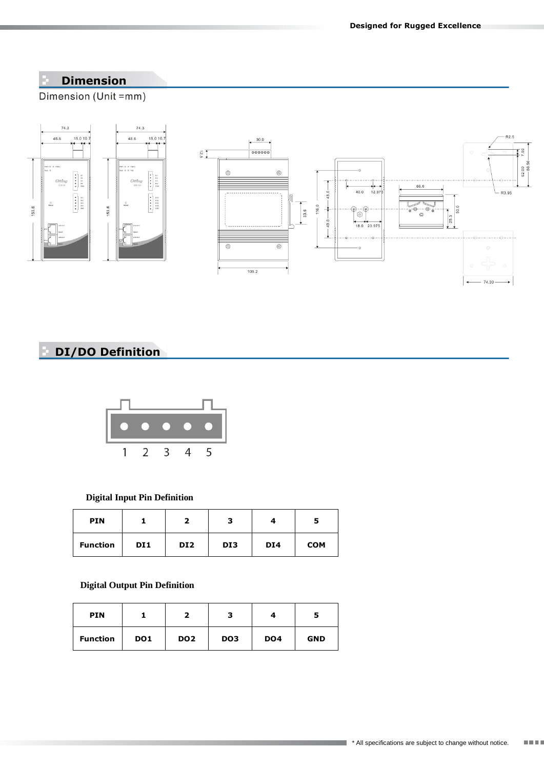## Dimension

Dimension (Unit =mm)

## DI/DO Definition

1 2 3 4 5

**Digital Input Pin Definition**

| PIN | 1 | 2 | 3 | 4 | 5 |
|---|---|---|---|---|---|
| Function | DI1 | DI2 | DI3 | DI4 | COM |

**Digital Output Pin Definition**

| PIN | 1 | 2 | 3 | 4 | 5 |
|---|---|---|---|---|---|
| Function | DO1 | DO2 | DO3 | DO4 | GND |

* All specifications are subject to change without notice.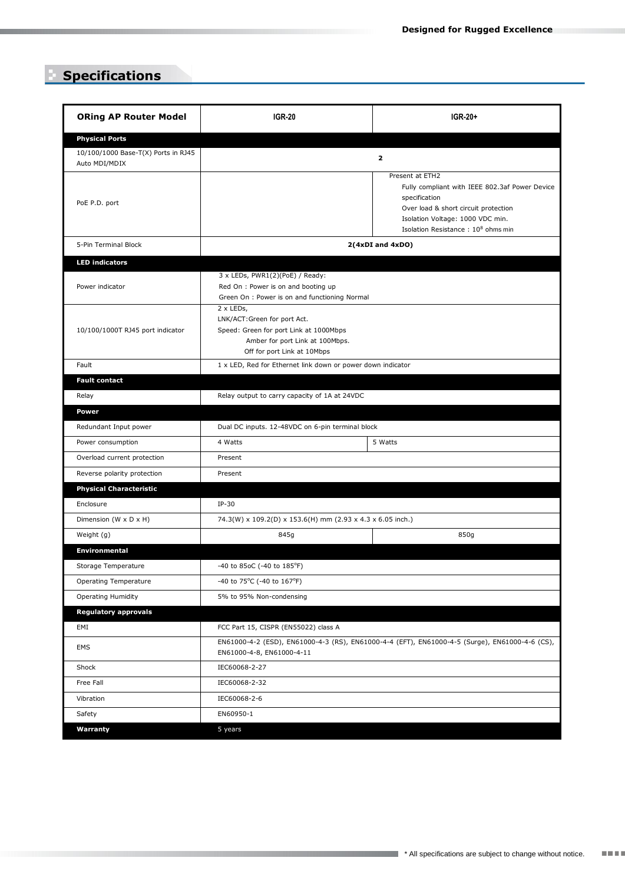## Specifications

| ORing AP Router Model | IGR-20 | IGR-20+ |
|---|---|---|
| **Physical Ports** | | |
| 10/100/1000 Base-T(X) Ports in RJ45 Auto MDI/MDIX | 2 | |
| PoE P.D. port | | Present at ETH2<br>Fully compliant with IEEE 802.3af Power Device specification<br>Over load & short circuit protection<br>Isolation Voltage: 1000 VDC min.<br>Isolation Resistance : $10^8$ ohms min |
| 5-Pin Terminal Block | 2(4xDI and 4xDO) | |
| **LED indicators** | | |
| Power indicator | 3 x LEDs, PWR1(2)(PoE) / Ready:<br>Red On : Power is on and booting up<br>Green On : Power is on and functioning Normal | |
| 10/100/1000T RJ45 port indicator | 2 x LEDs,<br>LNK/ACT:Green for port Act.<br>Speed: Green for port Link at 1000Mbps<br>Amber for port Link at 100Mbps.<br>Off for port Link at 10Mbps | |
| Fault | 1 x LED, Red for Ethernet link down or power down indicator | |
| **Fault contact** | | |
| Relay | Relay output to carry capacity of 1A at 24VDC | |
| **Power** | | |
| Redundant Input power | Dual DC inputs. 12-48VDC on 6-pin terminal block | |
| Power consumption | 4 Watts | 5 Watts |
| Overload current protection | Present | |
| Reverse polarity protection | Present | |
| **Physical Characteristic** | | |
| Enclosure | IP-30 | |
| Dimension (W x D x H) | 74.3(W) x 109.2(D) x 153.6(H) mm (2.93 x 4.3 x 6.05 inch.) | |
| Weight (g) | 845g | 850g |
| **Environmental** | | |
| Storage Temperature | -40 to 85oC (-40 to 185°F) | |
| Operating Temperature | -40 to 75°C (-40 to 167°F) | |
| Operating Humidity | 5% to 95% Non-condensing | |
| **Regulatory approvals** | | |
| EMI | FCC Part 15, CISPR (EN55022) class A | |
| EMS | EN61000-4-2 (ESD), EN61000-4-3 (RS), EN61000-4-4 (EFT), EN61000-4-5 (Surge), EN61000-4-6 (CS), EN61000-4-8, EN61000-4-11 | |
| Shock | IEC60068-2-27 | |
| Free Fall | IEC60068-2-32 | |
| Vibration | IEC60068-2-6 | |
| Safety | EN60950-1 | |
| **Warranty** | 5 years | |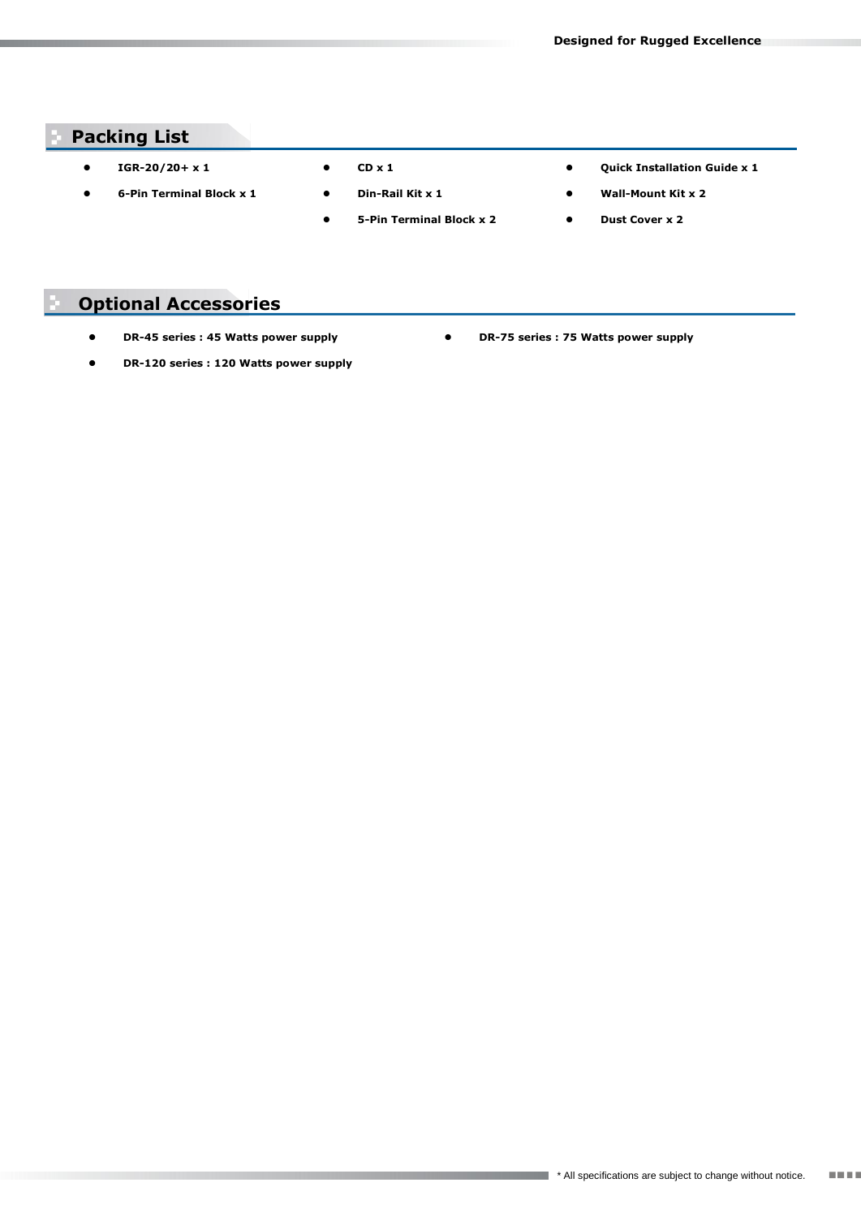## Packing List

- **IGR-20/20+ x 1**
- **6-Pin Terminal Block x 1**
- **CD x 1**
- **Din-Rail Kit x 1**
- **5-Pin Terminal Block x 2**
- **Quick Installation Guide x 1**
- **Wall-Mount Kit x 2**
- **Dust Cover x 2**

## Optional Accessories

- **DR-45 series : 45 Watts power supply**
- **DR-120 series : 120 Watts power supply**
- **DR-75 series : 75 Watts power supply**

* All specifications are subject to change without notice.